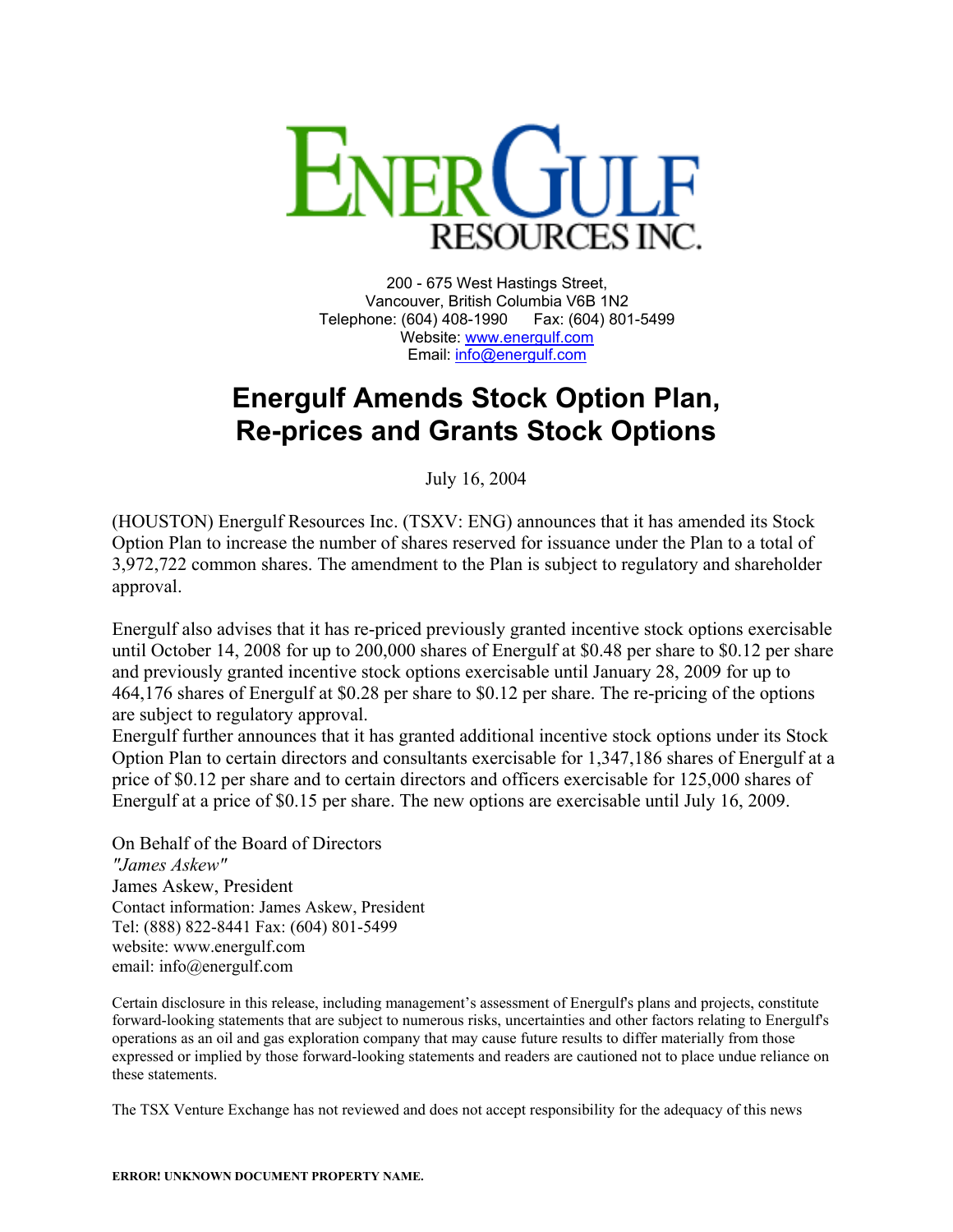# ENERGULF RESOURCES INC.

200 - 675 West Hastings Street,
Vancouver, British Columbia V6B 1N2
Telephone: (604) 408-1990 Fax: (604) 801-5499
Website: www.energulf.com
Email: info@energulf.com

## Energulf Amends Stock Option Plan, Re-prices and Grants Stock Options

July 16, 2004

(HOUSTON) Energulf Resources Inc. (TSXV: ENG) announces that it has amended its Stock Option Plan to increase the number of shares reserved for issuance under the Plan to a total of 3,972,722 common shares. The amendment to the Plan is subject to regulatory and shareholder approval.

Energulf also advises that it has re-priced previously granted incentive stock options exercisable until October 14, 2008 for up to 200,000 shares of Energulf at $0.48 per share to $0.12 per share and previously granted incentive stock options exercisable until January 28, 2009 for up to 464,176 shares of Energulf at $0.28 per share to $0.12 per share. The re-pricing of the options are subject to regulatory approval.

Energulf further announces that it has granted additional incentive stock options under its Stock Option Plan to certain directors and consultants exercisable for 1,347,186 shares of Energulf at a price of $0.12 per share and to certain directors and officers exercisable for 125,000 shares of Energulf at a price of $0.15 per share. The new options are exercisable until July 16, 2009.

On Behalf of the Board of Directors
*"James Askew"*
James Askew, President
Contact information: James Askew, President
Tel: (888) 822-8441 Fax: (604) 801-5499
website: www.energulf.com
email: info@energulf.com

Certain disclosure in this release, including management's assessment of Energulf's plans and projects, constitute forward-looking statements that are subject to numerous risks, uncertainties and other factors relating to Energulf's operations as an oil and gas exploration company that may cause future results to differ materially from those expressed or implied by those forward-looking statements and readers are cautioned not to place undue reliance on these statements.

The TSX Venture Exchange has not reviewed and does not accept responsibility for the adequacy of this news

ERROR! UNKNOWN DOCUMENT PROPERTY NAME.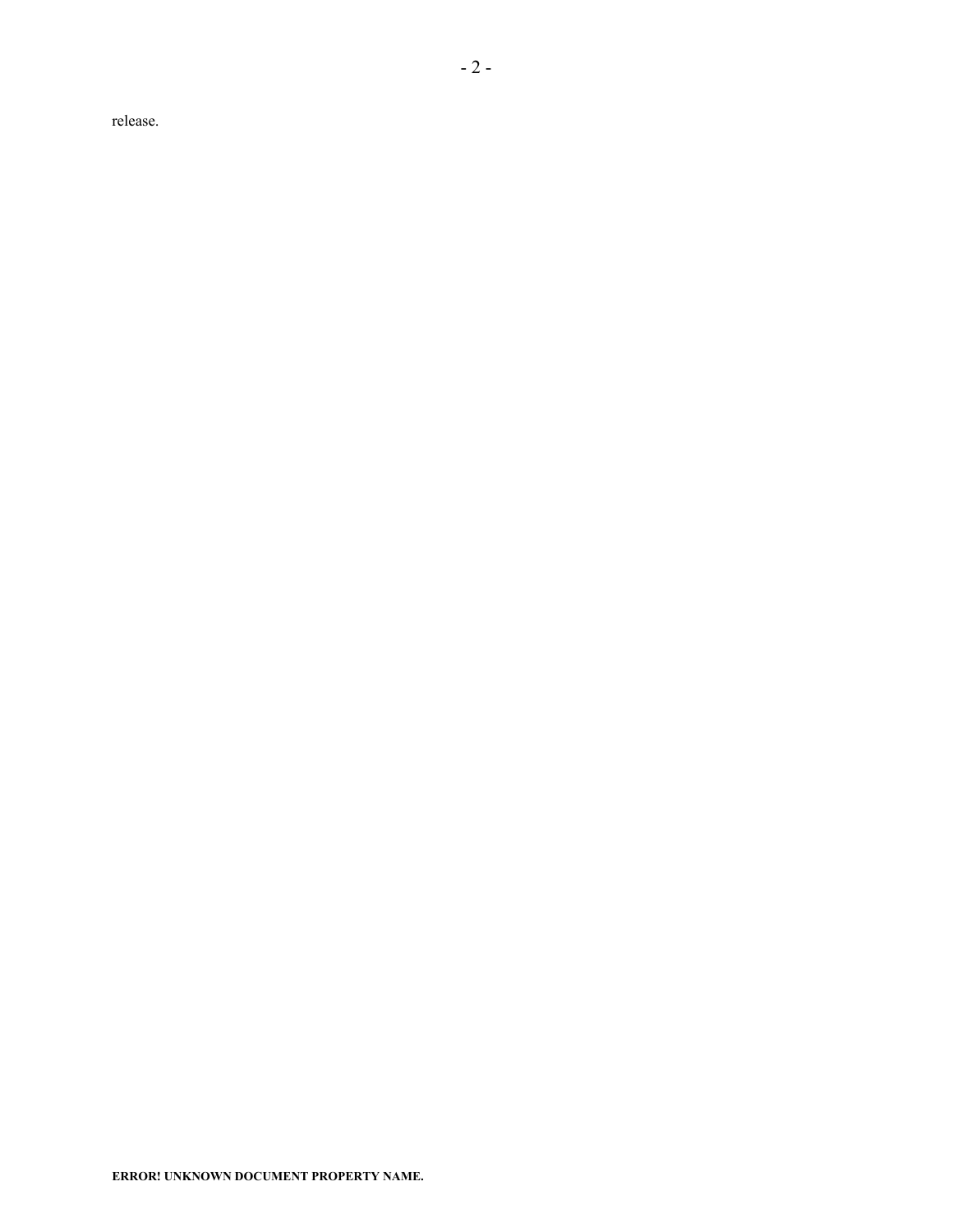release.